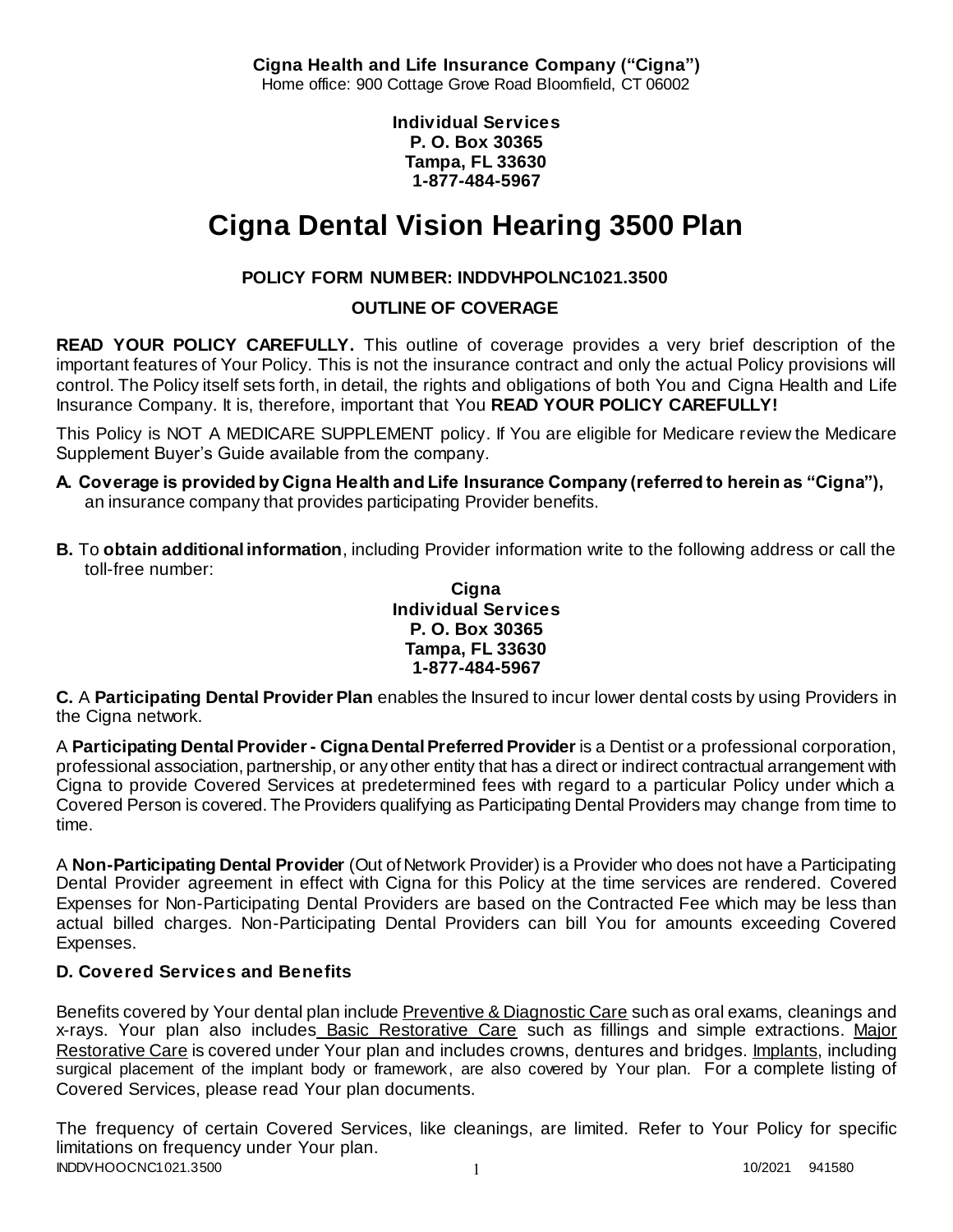**Cigna Health and Life Insurance Company ("Cigna")**
Home office: 900 Cottage Grove Road Bloomfield, CT 06002

**Individual Services**
**P. O. Box 30365**
**Tampa, FL 33630**
**1-877-484-5967**

# Cigna Dental Vision Hearing 3500 Plan

### POLICY FORM NUMBER: INDDVHPOLNC1021.3500

### OUTLINE OF COVERAGE

**READ YOUR POLICY CAREFULLY.** This outline of coverage provides a very brief description of the important features of Your Policy. This is not the insurance contract and only the actual Policy provisions will control. The Policy itself sets forth, in detail, the rights and obligations of both You and Cigna Health and Life Insurance Company. It is, therefore, important that You **READ YOUR POLICY CAREFULLY!**

This Policy is NOT A MEDICARE SUPPLEMENT policy. If You are eligible for Medicare review the Medicare Supplement Buyer's Guide available from the company.

**A. Coverage is provided by Cigna Health and Life Insurance Company (referred to herein as "Cigna"),** an insurance company that provides participating Provider benefits.

**B.** To **obtain additional information**, including Provider information write to the following address or call the toll-free number:

**Cigna**
**Individual Services**
**P. O. Box 30365**
**Tampa, FL 33630**
**1-877-484-5967**

**C.** A **Participating Dental Provider Plan** enables the Insured to incur lower dental costs by using Providers in the Cigna network.

A **Participating Dental Provider - Cigna Dental Preferred Provider** is a Dentist or a professional corporation, professional association, partnership, or any other entity that has a direct or indirect contractual arrangement with Cigna to provide Covered Services at predetermined fees with regard to a particular Policy under which a Covered Person is covered. The Providers qualifying as Participating Dental Providers may change from time to time.

A **Non-Participating Dental Provider** (Out of Network Provider) is a Provider who does not have a Participating Dental Provider agreement in effect with Cigna for this Policy at the time services are rendered. Covered Expenses for Non-Participating Dental Providers are based on the Contracted Fee which may be less than actual billed charges. Non-Participating Dental Providers can bill You for amounts exceeding Covered Expenses.

### D. Covered Services and Benefits

Benefits covered by Your dental plan include Preventive & Diagnostic Care such as oral exams, cleanings and x-rays. Your plan also includes Basic Restorative Care such as fillings and simple extractions. Major Restorative Care is covered under Your plan and includes crowns, dentures and bridges. Implants, including surgical placement of the implant body or framework, are also covered by Your plan. For a complete listing of Covered Services, please read Your plan documents.

The frequency of certain Covered Services, like cleanings, are limited. Refer to Your Policy for specific limitations on frequency under Your plan.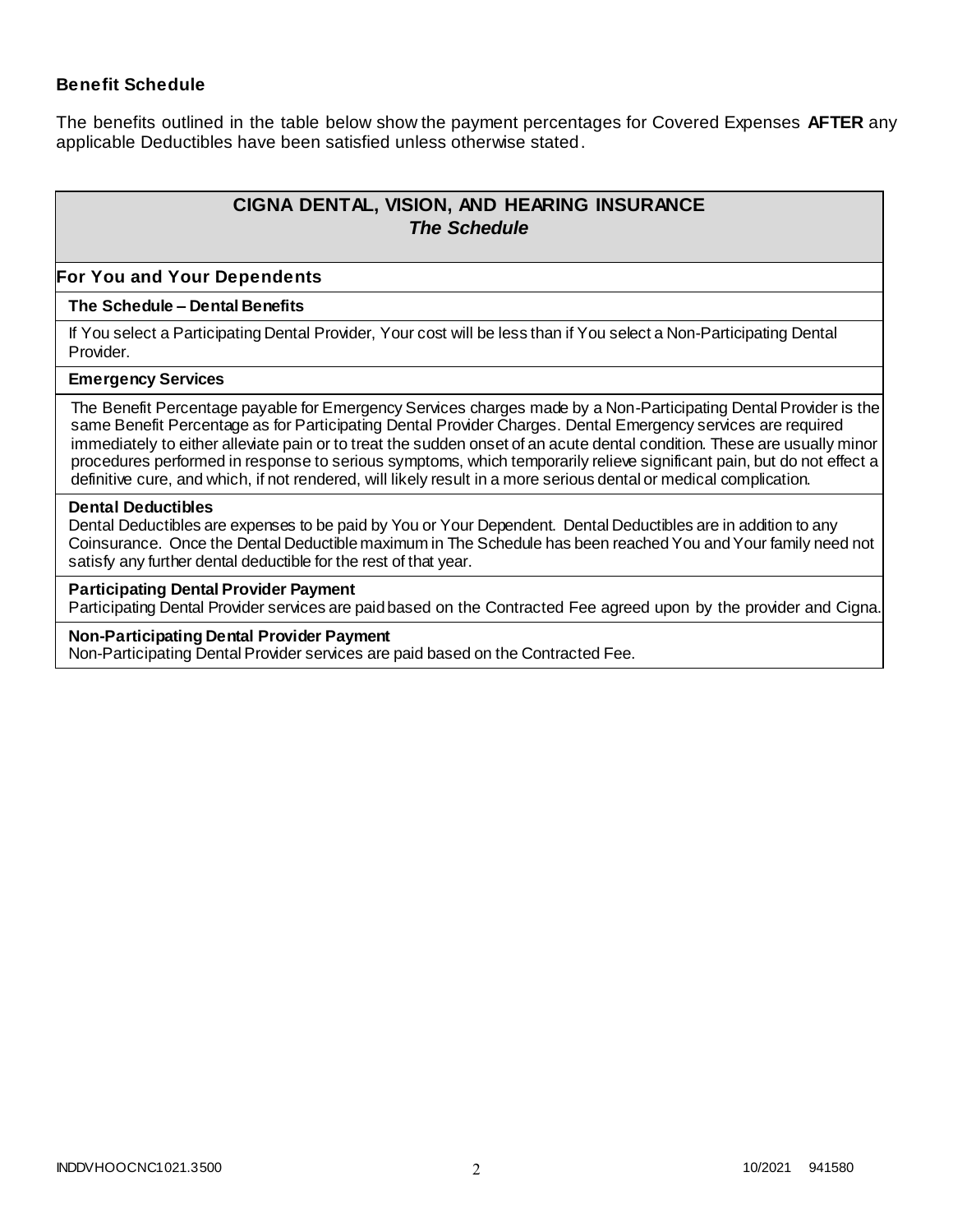### Benefit Schedule

The benefits outlined in the table below show the payment percentages for Covered Expenses **AFTER** any applicable Deductibles have been satisfied unless otherwise stated.

| **CIGNA DENTAL, VISION, AND HEARING INSURANCE** ***The Schedule*** |
|---|
| **For You and Your Dependents** |
| **The Schedule – Dental Benefits** |
| If You select a Participating Dental Provider, Your cost will be less than if You select a Non-Participating Dental Provider. |
| **Emergency Services** |
| The Benefit Percentage payable for Emergency Services charges made by a Non-Participating Dental Provider is the same Benefit Percentage as for Participating Dental Provider Charges. Dental Emergency services are required immediately to either alleviate pain or to treat the sudden onset of an acute dental condition. These are usually minor procedures performed in response to serious symptoms, which temporarily relieve significant pain, but do not effect a definitive cure, and which, if not rendered, will likely result in a more serious dental or medical complication. |
| **Dental Deductibles** Dental Deductibles are expenses to be paid by You or Your Dependent. Dental Deductibles are in addition to any Coinsurance. Once the Dental Deductible maximum in The Schedule has been reached You and Your family need not satisfy any further dental deductible for the rest of that year. |
| **Participating Dental Provider Payment** Participating Dental Provider services are paid based on the Contracted Fee agreed upon by the provider and Cigna. |
| **Non-Participating Dental Provider Payment** Non-Participating Dental Provider services are paid based on the Contracted Fee. |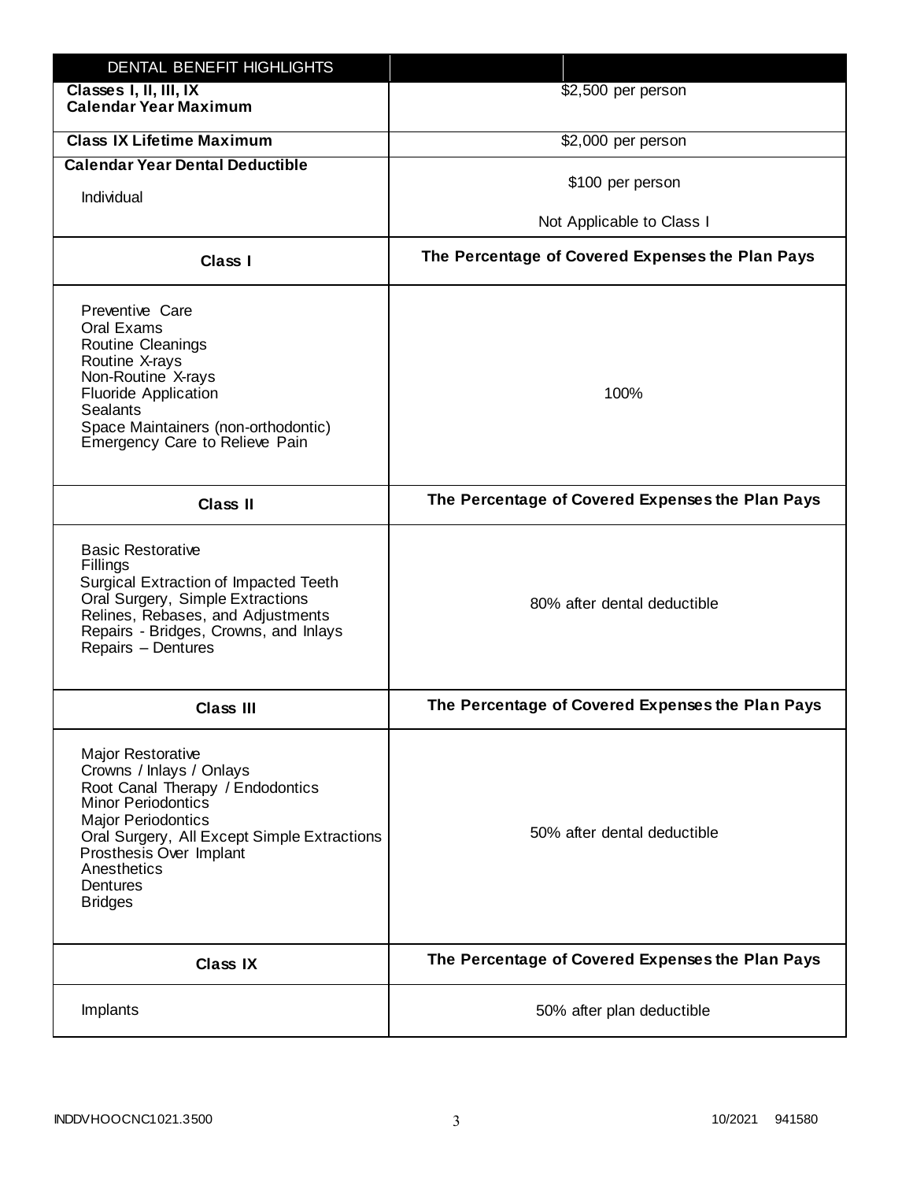| DENTAL BENEFIT HIGHLIGHTS | |
|---|---|
| **Classes I, II, III, IX Calendar Year Maximum** | $2,500 per person |
| **Class IX Lifetime Maximum** | $2,000 per person |
| **Calendar Year Dental Deductible**<br>Individual | $100 per person<br>Not Applicable to Class I |
| **Class I** | **The Percentage of Covered Expenses the Plan Pays** |
| Preventive Care<br>Oral Exams<br>Routine Cleanings<br>Routine X-rays<br>Non-Routine X-rays<br>Fluoride Application<br>Sealants<br>Space Maintainers (non-orthodontic)<br>Emergency Care to Relieve Pain | 100% |
| **Class II** | **The Percentage of Covered Expenses the Plan Pays** |
| Basic Restorative<br>Fillings<br>Surgical Extraction of Impacted Teeth<br>Oral Surgery, Simple Extractions<br>Relines, Rebases, and Adjustments<br>Repairs - Bridges, Crowns, and Inlays<br>Repairs – Dentures | 80% after dental deductible |
| **Class III** | **The Percentage of Covered Expenses the Plan Pays** |
| Major Restorative<br>Crowns / Inlays / Onlays<br>Root Canal Therapy / Endodontics<br>Minor Periodontics<br>Major Periodontics<br>Oral Surgery, All Except Simple Extractions<br>Prosthesis Over Implant<br>Anesthetics<br>Dentures<br>Bridges | 50% after dental deductible |
| **Class IX** | **The Percentage of Covered Expenses the Plan Pays** |
| Implants | 50% after plan deductible |

INDDVHOOCNC1021.3500 10/2021 941580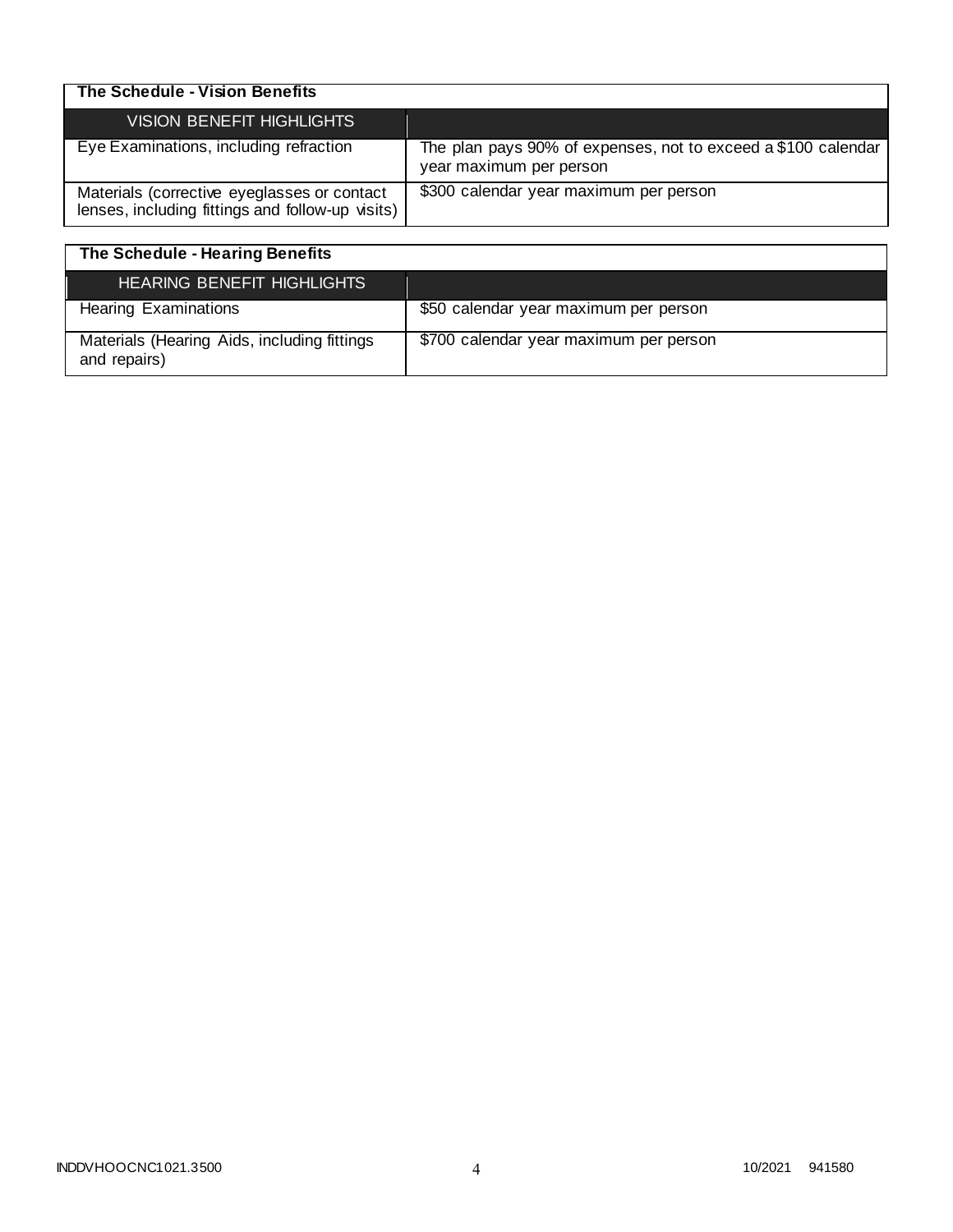| The Schedule - Vision Benefits | |
|---|---|
| VISION BENEFIT HIGHLIGHTS | |
| Eye Examinations, including refraction | The plan pays 90% of expenses, not to exceed a $100 calendar year maximum per person |
| Materials (corrective eyeglasses or contact lenses, including fittings and follow-up visits) | $300 calendar year maximum per person |

| The Schedule - Hearing Benefits | |
|---|---|
| HEARING BENEFIT HIGHLIGHTS | |
| Hearing Examinations | $50 calendar year maximum per person |
| Materials (Hearing Aids, including fittings and repairs) | $700 calendar year maximum per person |

INDDVHOOCNC1021.3500 10/2021 941580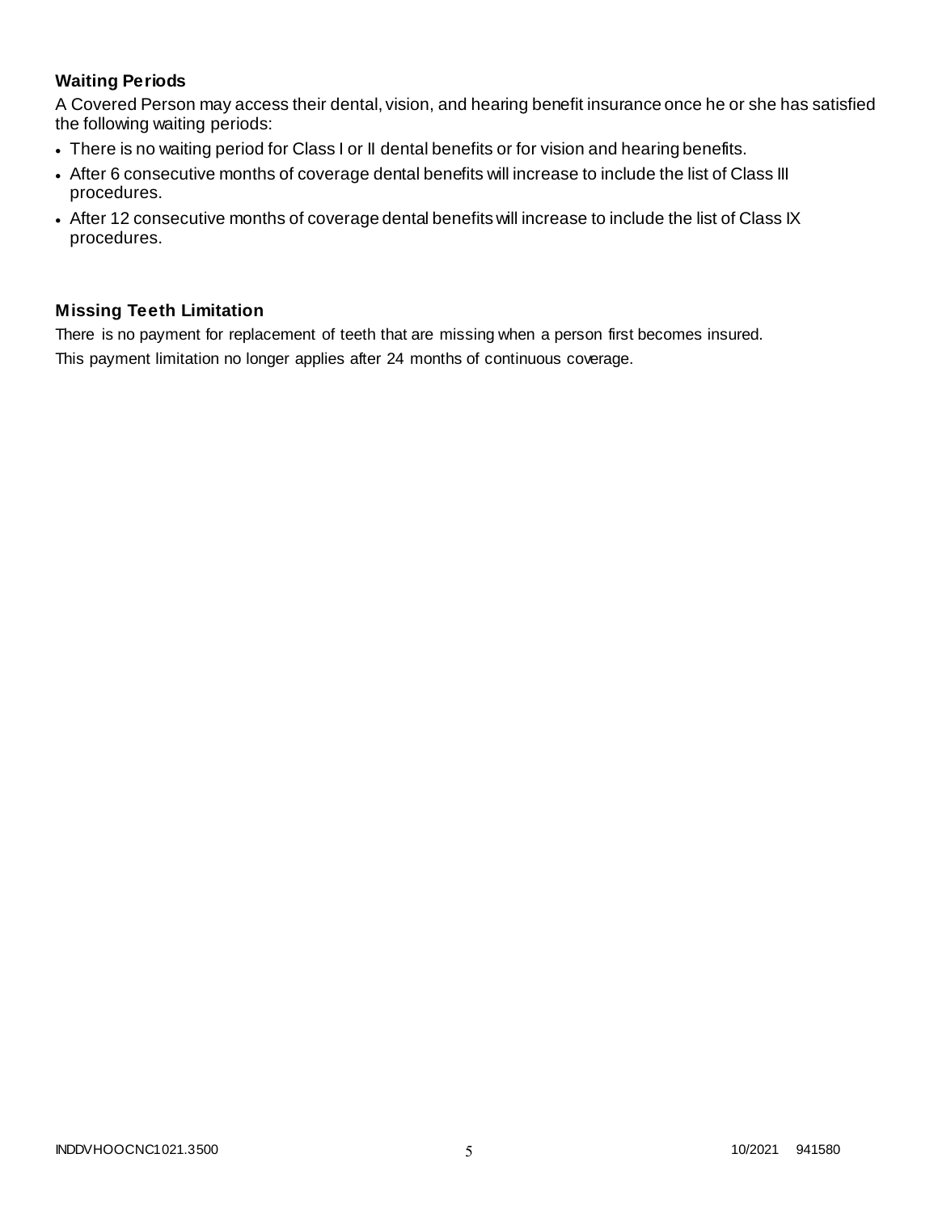### Waiting Periods

A Covered Person may access their dental, vision, and hearing benefit insurance once he or she has satisfied the following waiting periods:

- There is no waiting period for Class I or II dental benefits or for vision and hearing benefits.
- After 6 consecutive months of coverage dental benefits will increase to include the list of Class III procedures.
- After 12 consecutive months of coverage dental benefits will increase to include the list of Class IX procedures.

### Missing Teeth Limitation

There is no payment for replacement of teeth that are missing when a person first becomes insured.

This payment limitation no longer applies after 24 months of continuous coverage.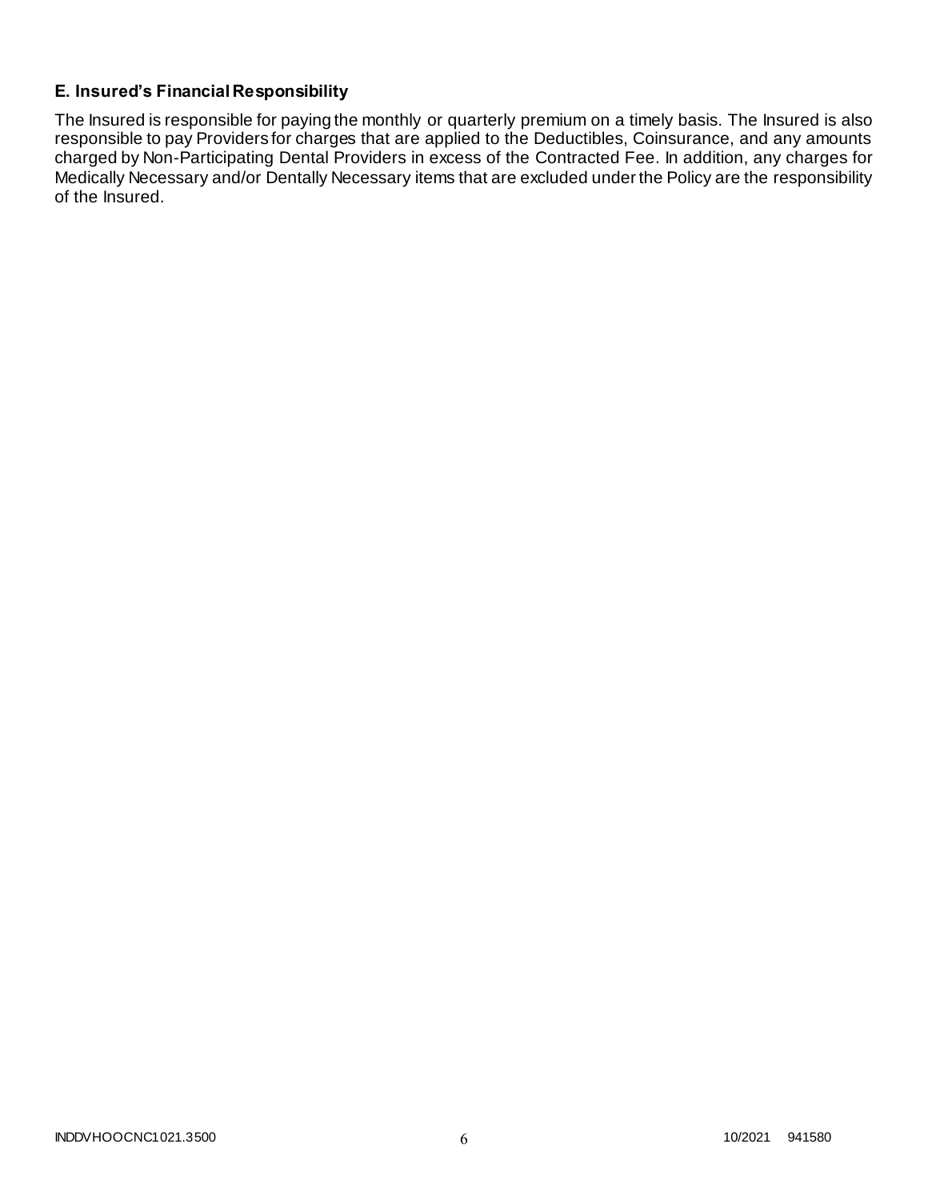### E. Insured's Financial Responsibility

The Insured is responsible for paying the monthly or quarterly premium on a timely basis. The Insured is also responsible to pay Providers for charges that are applied to the Deductibles, Coinsurance, and any amounts charged by Non-Participating Dental Providers in excess of the Contracted Fee. In addition, any charges for Medically Necessary and/or Dentally Necessary items that are excluded under the Policy are the responsibility of the Insured.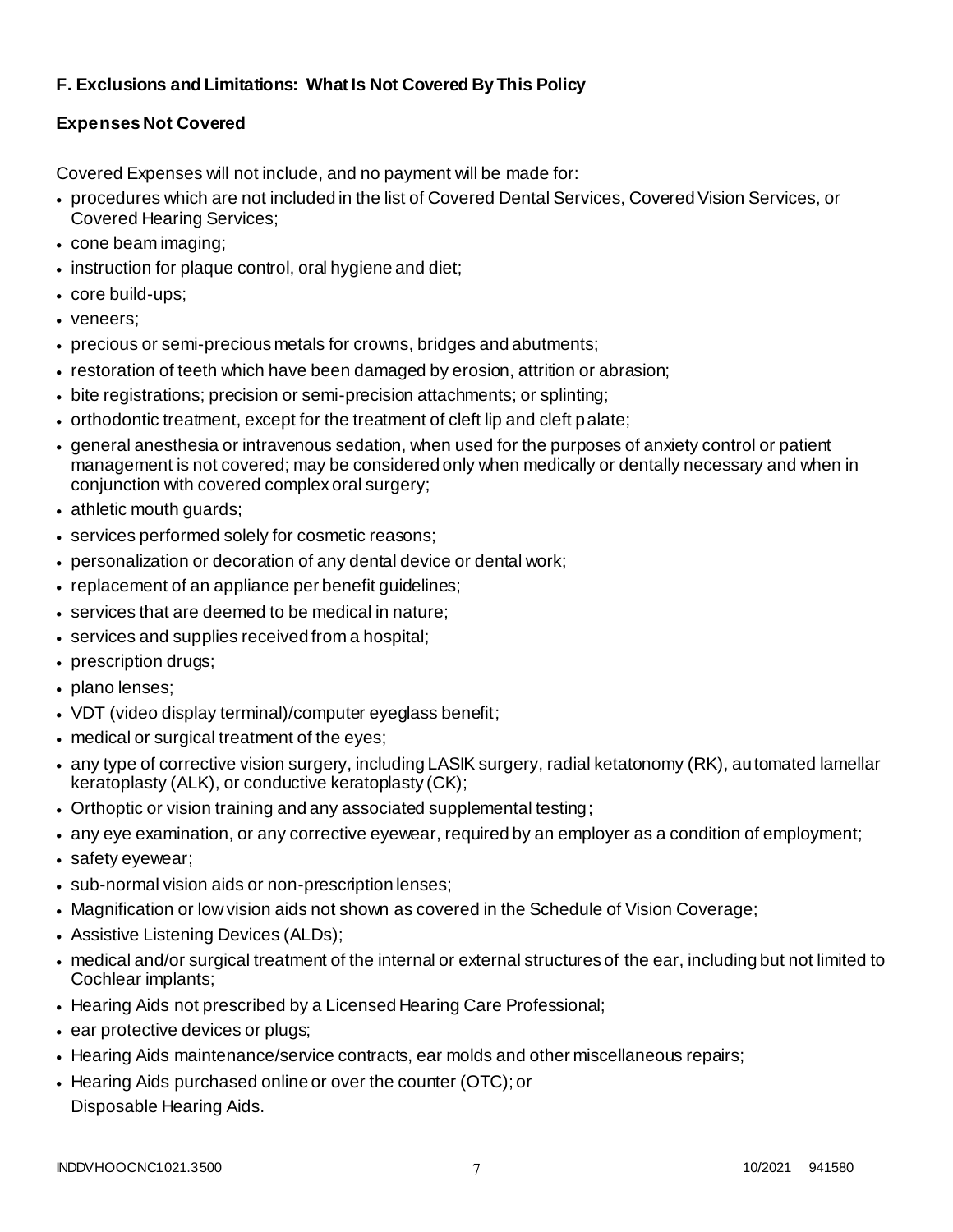**F. Exclusions and Limitations: What Is Not Covered By This Policy**

**Expenses Not Covered**

Covered Expenses will not include, and no payment will be made for:

- procedures which are not included in the list of Covered Dental Services, Covered Vision Services, or Covered Hearing Services;
- cone beam imaging;
- instruction for plaque control, oral hygiene and diet;
- core build-ups;
- veneers;
- precious or semi-precious metals for crowns, bridges and abutments;
- restoration of teeth which have been damaged by erosion, attrition or abrasion;
- bite registrations; precision or semi-precision attachments; or splinting;
- orthodontic treatment, except for the treatment of cleft lip and cleft palate;
- general anesthesia or intravenous sedation, when used for the purposes of anxiety control or patient management is not covered; may be considered only when medically or dentally necessary and when in conjunction with covered complex oral surgery;
- athletic mouth guards;
- services performed solely for cosmetic reasons;
- personalization or decoration of any dental device or dental work;
- replacement of an appliance per benefit guidelines;
- services that are deemed to be medical in nature;
- services and supplies received from a hospital;
- prescription drugs;
- plano lenses;
- VDT (video display terminal)/computer eyeglass benefit;
- medical or surgical treatment of the eyes;
- any type of corrective vision surgery, including LASIK surgery, radial ketatonomy (RK), automated lamellar keratoplasty (ALK), or conductive keratoplasty (CK);
- Orthoptic or vision training and any associated supplemental testing;
- any eye examination, or any corrective eyewear, required by an employer as a condition of employment;
- safety eyewear;
- sub-normal vision aids or non-prescription lenses;
- Magnification or low vision aids not shown as covered in the Schedule of Vision Coverage;
- Assistive Listening Devices (ALDs);
- medical and/or surgical treatment of the internal or external structures of the ear, including but not limited to Cochlear implants;
- Hearing Aids not prescribed by a Licensed Hearing Care Professional;
- ear protective devices or plugs;
- Hearing Aids maintenance/service contracts, ear molds and other miscellaneous repairs;
- Hearing Aids purchased online or over the counter (OTC); or
  Disposable Hearing Aids.

INDDVHOOCNC1021.3500 10/2021 941580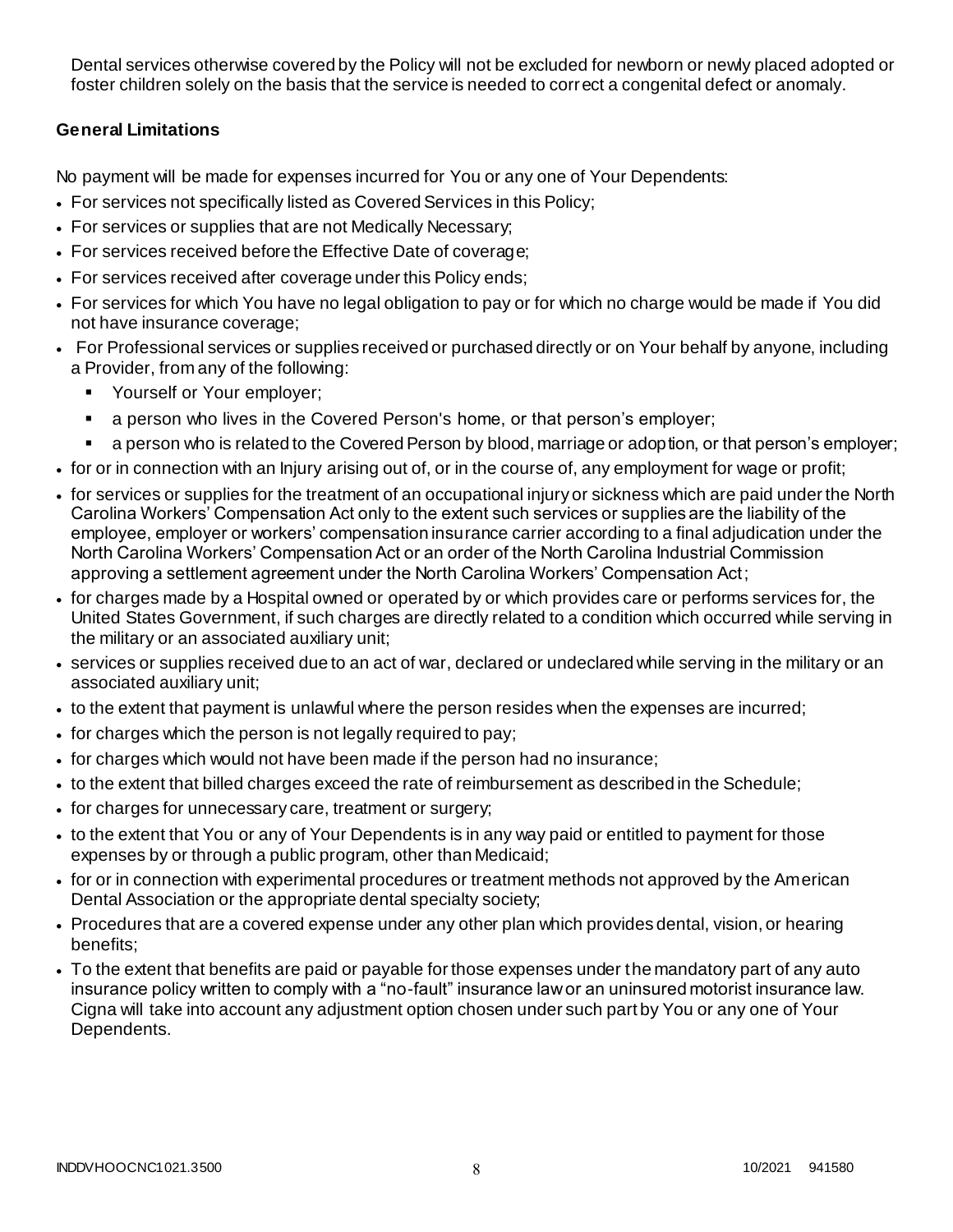Dental services otherwise covered by the Policy will not be excluded for newborn or newly placed adopted or foster children solely on the basis that the service is needed to correct a congenital defect or anomaly.

**General Limitations**

No payment will be made for expenses incurred for You or any one of Your Dependents:

- For services not specifically listed as Covered Services in this Policy;
- For services or supplies that are not Medically Necessary;
- For services received before the Effective Date of coverage;
- For services received after coverage under this Policy ends;
- For services for which You have no legal obligation to pay or for which no charge would be made if You did not have insurance coverage;
- For Professional services or supplies received or purchased directly or on Your behalf by anyone, including a Provider, from any of the following:
  - Yourself or Your employer;
  - a person who lives in the Covered Person's home, or that person's employer;
  - a person who is related to the Covered Person by blood, marriage or adoption, or that person's employer;
- for or in connection with an Injury arising out of, or in the course of, any employment for wage or profit;
- for services or supplies for the treatment of an occupational injury or sickness which are paid under the North Carolina Workers' Compensation Act only to the extent such services or supplies are the liability of the employee, employer or workers' compensation insurance carrier according to a final adjudication under the North Carolina Workers' Compensation Act or an order of the North Carolina Industrial Commission approving a settlement agreement under the North Carolina Workers' Compensation Act;
- for charges made by a Hospital owned or operated by or which provides care or performs services for, the United States Government, if such charges are directly related to a condition which occurred while serving in the military or an associated auxiliary unit;
- services or supplies received due to an act of war, declared or undeclared while serving in the military or an associated auxiliary unit;
- to the extent that payment is unlawful where the person resides when the expenses are incurred;
- for charges which the person is not legally required to pay;
- for charges which would not have been made if the person had no insurance;
- to the extent that billed charges exceed the rate of reimbursement as described in the Schedule;
- for charges for unnecessary care, treatment or surgery;
- to the extent that You or any of Your Dependents is in any way paid or entitled to payment for those expenses by or through a public program, other than Medicaid;
- for or in connection with experimental procedures or treatment methods not approved by the American Dental Association or the appropriate dental specialty society;
- Procedures that are a covered expense under any other plan which provides dental, vision, or hearing benefits;
- To the extent that benefits are paid or payable for those expenses under the mandatory part of any auto insurance policy written to comply with a "no-fault" insurance law or an uninsured motorist insurance law. Cigna will take into account any adjustment option chosen under such part by You or any one of Your Dependents.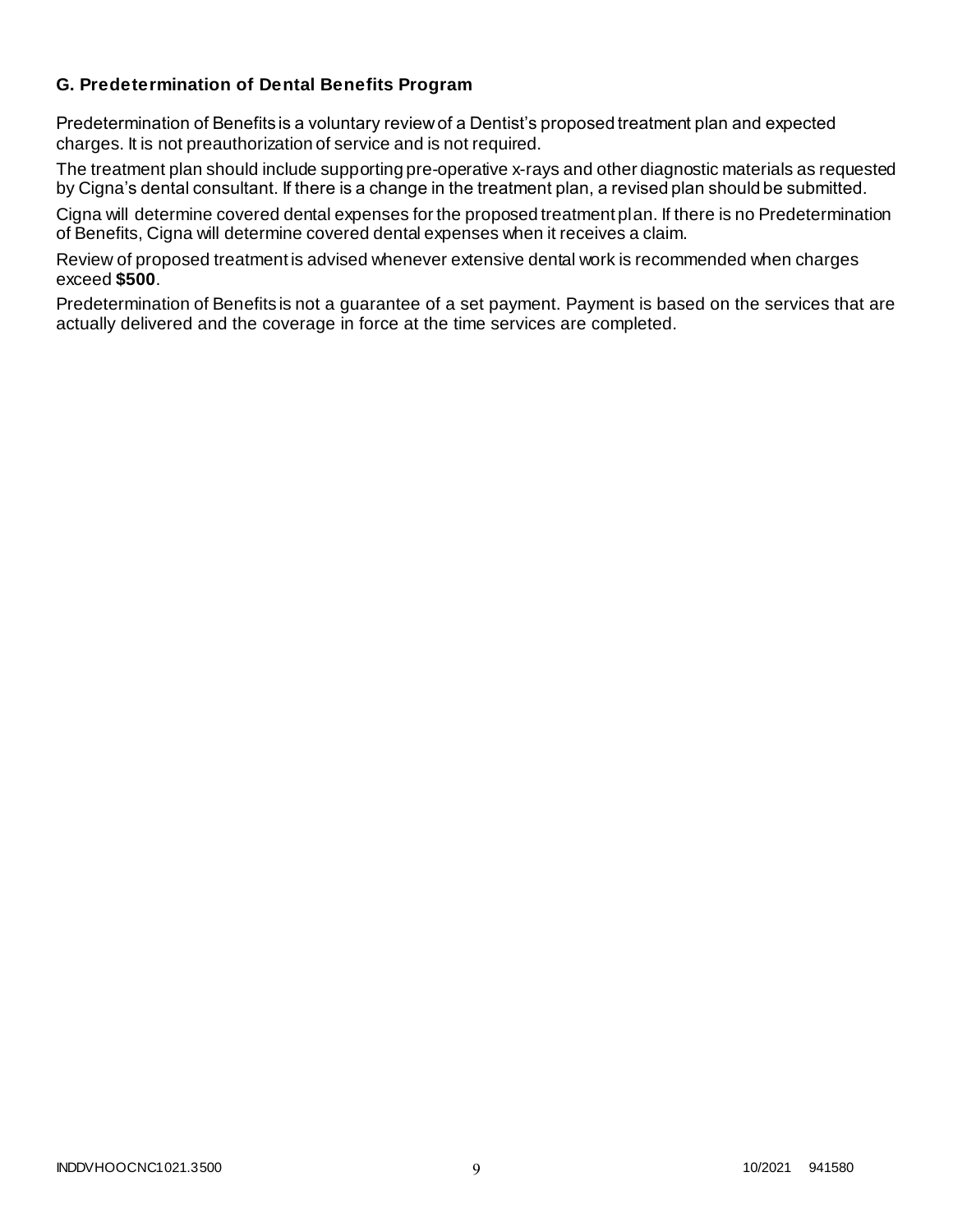### G. Predetermination of Dental Benefits Program

Predetermination of Benefits is a voluntary review of a Dentist's proposed treatment plan and expected charges. It is not preauthorization of service and is not required.

The treatment plan should include supporting pre-operative x-rays and other diagnostic materials as requested by Cigna's dental consultant. If there is a change in the treatment plan, a revised plan should be submitted.

Cigna will determine covered dental expenses for the proposed treatment plan. If there is no Predetermination of Benefits, Cigna will determine covered dental expenses when it receives a claim.

Review of proposed treatment is advised whenever extensive dental work is recommended when charges exceed **$500**.

Predetermination of Benefits is not a guarantee of a set payment. Payment is based on the services that are actually delivered and the coverage in force at the time services are completed.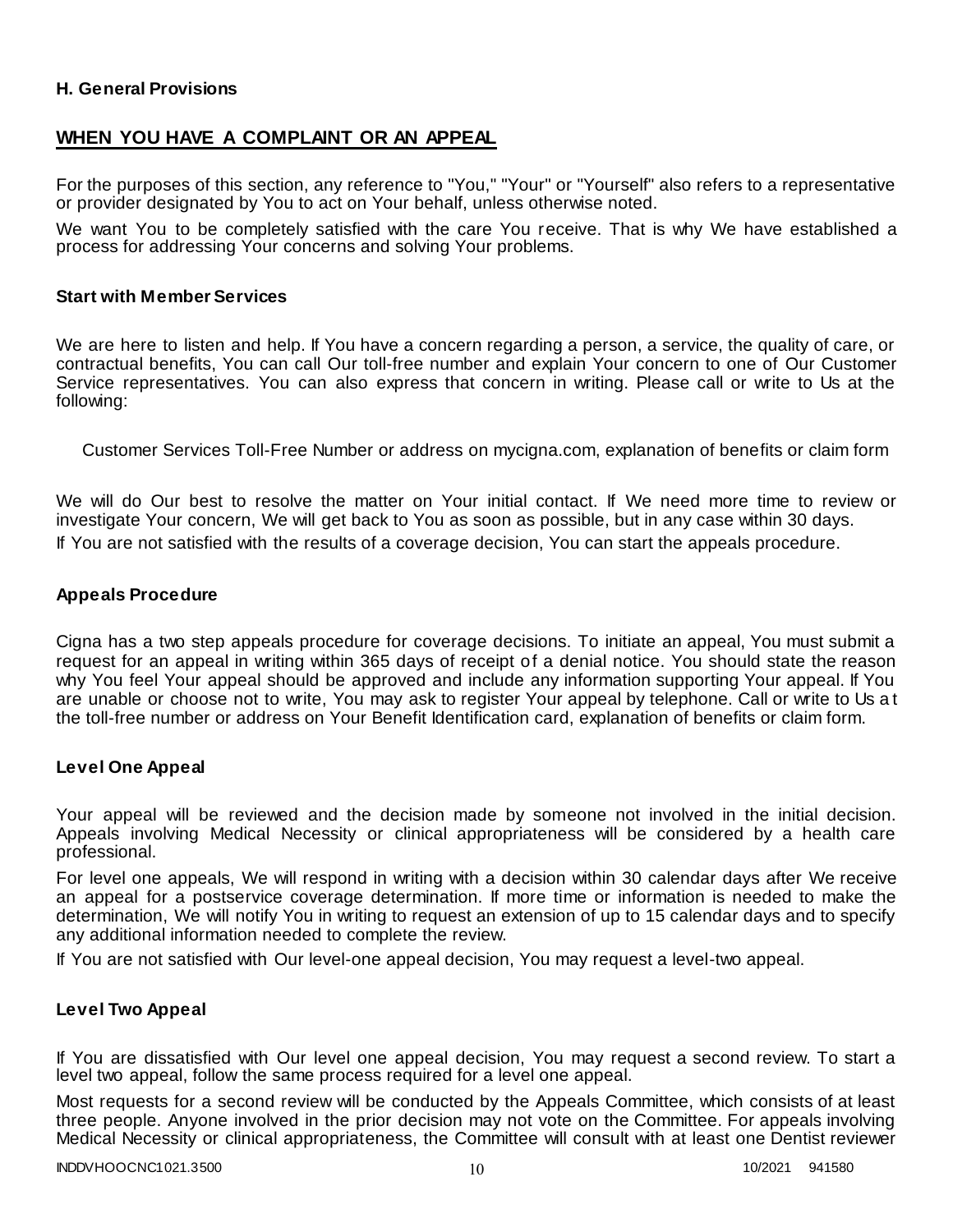### H. General Provisions

## WHEN YOU HAVE A COMPLAINT OR AN APPEAL

For the purposes of this section, any reference to "You," "Your" or "Yourself" also refers to a representative or provider designated by You to act on Your behalf, unless otherwise noted.

We want You to be completely satisfied with the care You receive. That is why We have established a process for addressing Your concerns and solving Your problems.

### Start with Member Services

We are here to listen and help. If You have a concern regarding a person, a service, the quality of care, or contractual benefits, You can call Our toll-free number and explain Your concern to one of Our Customer Service representatives. You can also express that concern in writing. Please call or write to Us at the following:

Customer Services Toll-Free Number or address on mycigna.com, explanation of benefits or claim form

We will do Our best to resolve the matter on Your initial contact. If We need more time to review or investigate Your concern, We will get back to You as soon as possible, but in any case within 30 days.

If You are not satisfied with the results of a coverage decision, You can start the appeals procedure.

### Appeals Procedure

Cigna has a two step appeals procedure for coverage decisions. To initiate an appeal, You must submit a request for an appeal in writing within 365 days of receipt of a denial notice. You should state the reason why You feel Your appeal should be approved and include any information supporting Your appeal. If You are unable or choose not to write, You may ask to register Your appeal by telephone. Call or write to Us at the toll-free number or address on Your Benefit Identification card, explanation of benefits or claim form.

### Level One Appeal

Your appeal will be reviewed and the decision made by someone not involved in the initial decision. Appeals involving Medical Necessity or clinical appropriateness will be considered by a health care professional.

For level one appeals, We will respond in writing with a decision within 30 calendar days after We receive an appeal for a postservice coverage determination. If more time or information is needed to make the determination, We will notify You in writing to request an extension of up to 15 calendar days and to specify any additional information needed to complete the review.

If You are not satisfied with Our level-one appeal decision, You may request a level-two appeal.

### Level Two Appeal

If You are dissatisfied with Our level one appeal decision, You may request a second review. To start a level two appeal, follow the same process required for a level one appeal.

Most requests for a second review will be conducted by the Appeals Committee, which consists of at least three people. Anyone involved in the prior decision may not vote on the Committee. For appeals involving Medical Necessity or clinical appropriateness, the Committee will consult with at least one Dentist reviewer

INDDVHOOCNC1021.3500 10/2021 941580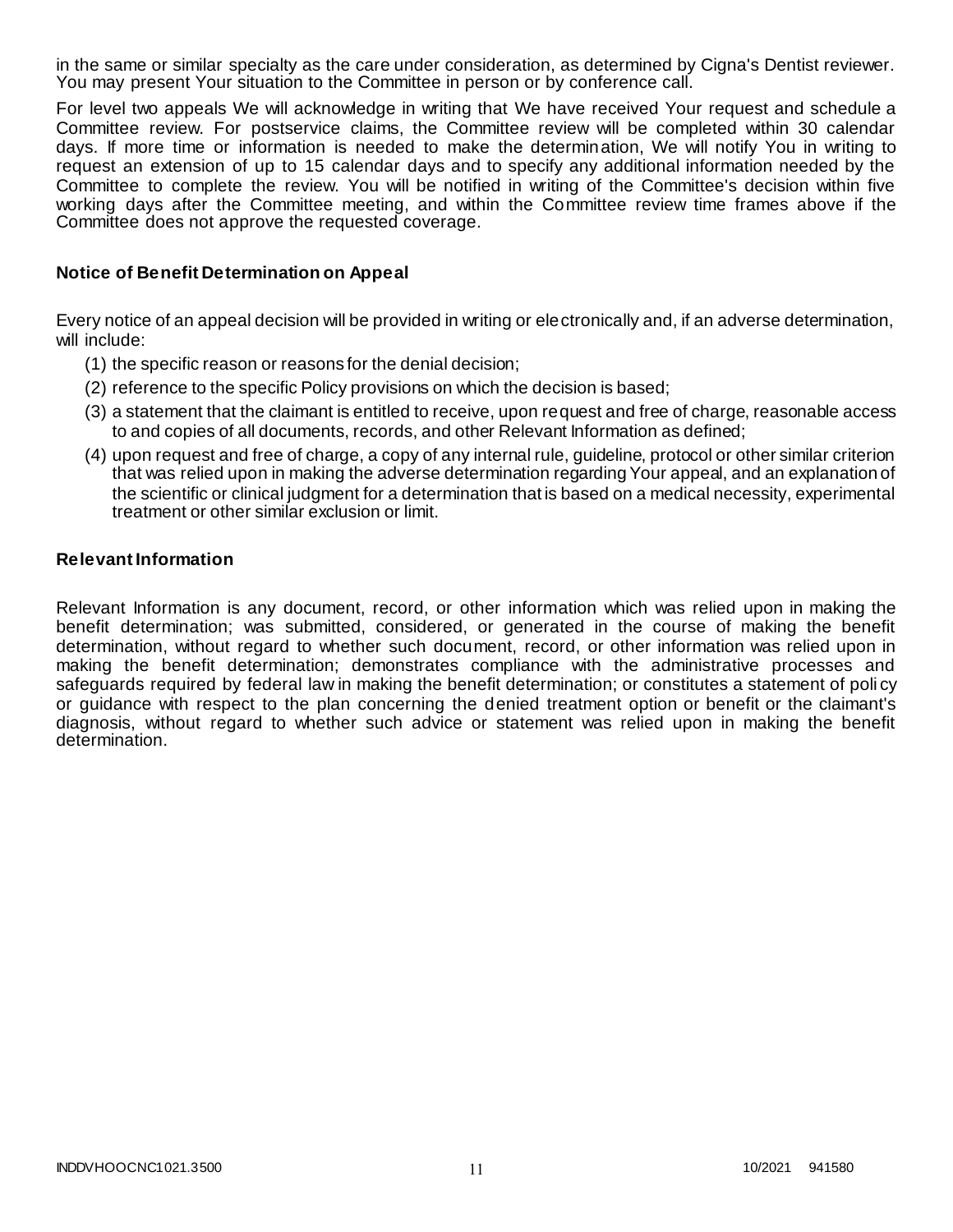in the same or similar specialty as the care under consideration, as determined by Cigna's Dentist reviewer. You may present Your situation to the Committee in person or by conference call.

For level two appeals We will acknowledge in writing that We have received Your request and schedule a Committee review. For postservice claims, the Committee review will be completed within 30 calendar days. If more time or information is needed to make the determination, We will notify You in writing to request an extension of up to 15 calendar days and to specify any additional information needed by the Committee to complete the review. You will be notified in writing of the Committee's decision within five working days after the Committee meeting, and within the Committee review time frames above if the Committee does not approve the requested coverage.

### Notice of Benefit Determination on Appeal

Every notice of an appeal decision will be provided in writing or electronically and, if an adverse determination, will include:

(1) the specific reason or reasons for the denial decision;

(2) reference to the specific Policy provisions on which the decision is based;

(3) a statement that the claimant is entitled to receive, upon request and free of charge, reasonable access to and copies of all documents, records, and other Relevant Information as defined;

(4) upon request and free of charge, a copy of any internal rule, guideline, protocol or other similar criterion that was relied upon in making the adverse determination regarding Your appeal, and an explanation of the scientific or clinical judgment for a determination that is based on a medical necessity, experimental treatment or other similar exclusion or limit.

### Relevant Information

Relevant Information is any document, record, or other information which was relied upon in making the benefit determination; was submitted, considered, or generated in the course of making the benefit determination, without regard to whether such document, record, or other information was relied upon in making the benefit determination; demonstrates compliance with the administrative processes and safeguards required by federal law in making the benefit determination; or constitutes a statement of policy or guidance with respect to the plan concerning the denied treatment option or benefit or the claimant's diagnosis, without regard to whether such advice or statement was relied upon in making the benefit determination.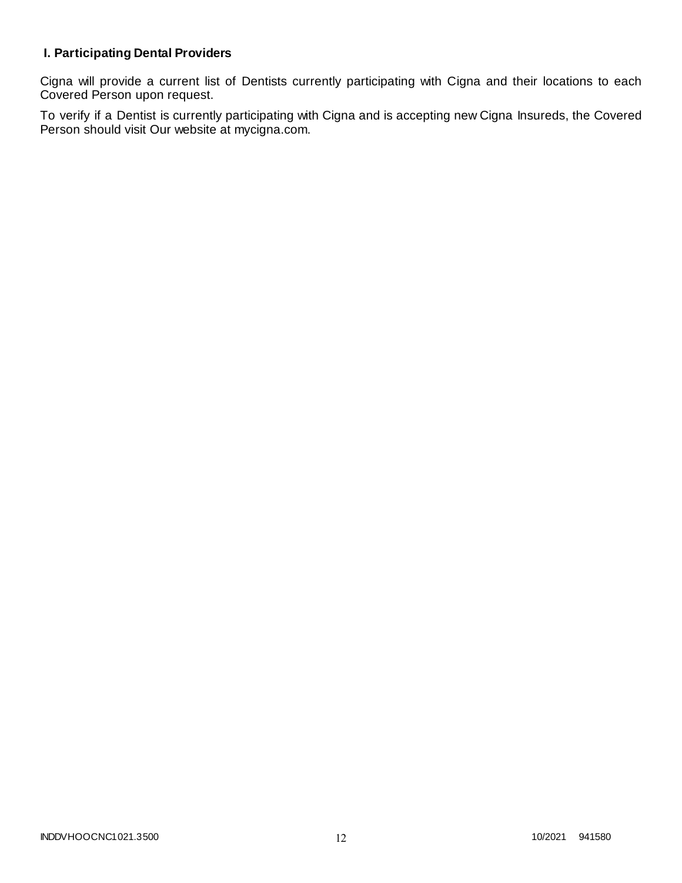### I. Participating Dental Providers

Cigna will provide a current list of Dentists currently participating with Cigna and their locations to each Covered Person upon request.

To verify if a Dentist is currently participating with Cigna and is accepting new Cigna Insureds, the Covered Person should visit Our website at mycigna.com.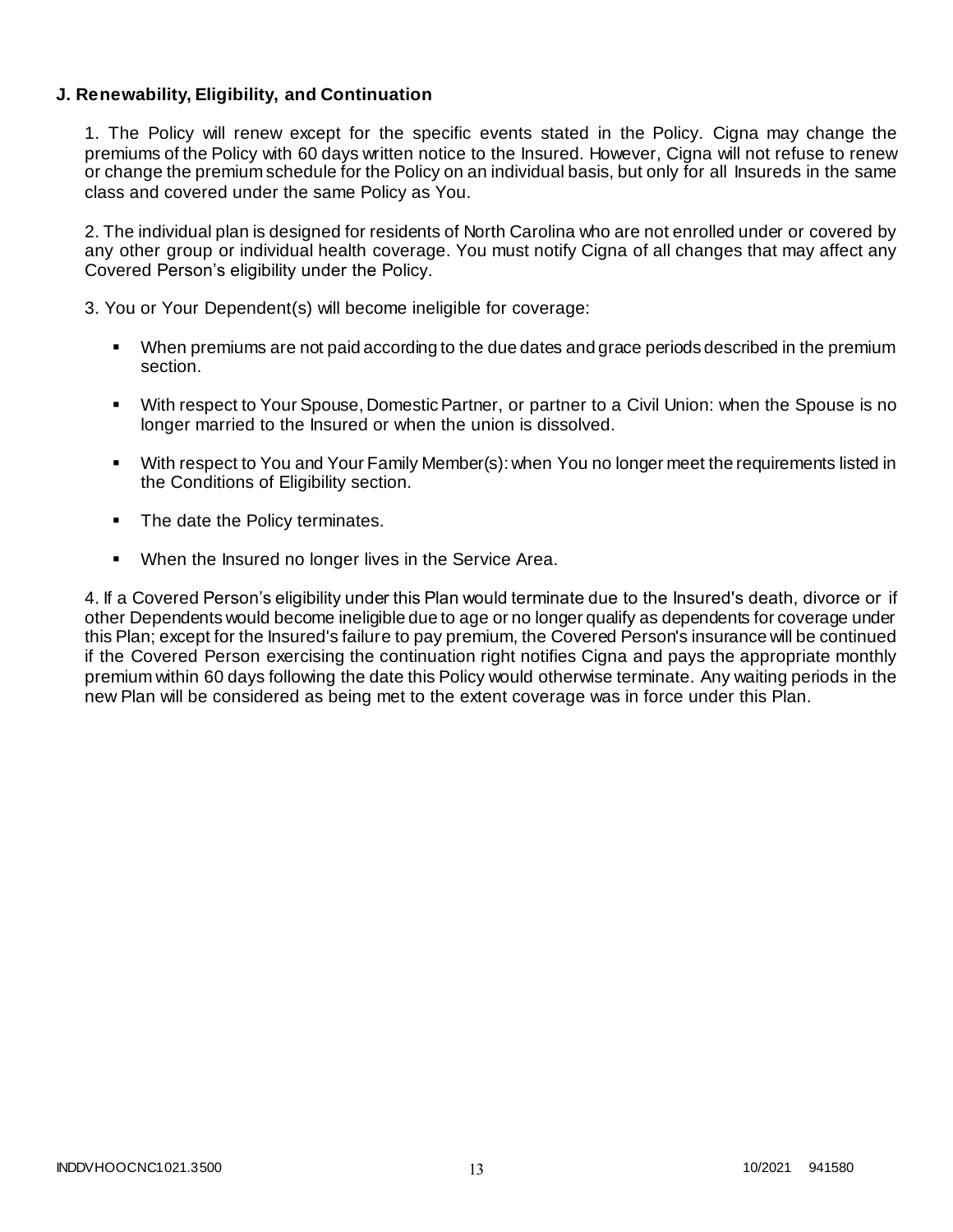### J. Renewability, Eligibility, and Continuation

1. The Policy will renew except for the specific events stated in the Policy. Cigna may change the premiums of the Policy with 60 days written notice to the Insured. However, Cigna will not refuse to renew or change the premium schedule for the Policy on an individual basis, but only for all Insureds in the same class and covered under the same Policy as You.

2. The individual plan is designed for residents of North Carolina who are not enrolled under or covered by any other group or individual health coverage. You must notify Cigna of all changes that may affect any Covered Person's eligibility under the Policy.

3. You or Your Dependent(s) will become ineligible for coverage:

- When premiums are not paid according to the due dates and grace periods described in the premium section.
- With respect to Your Spouse, Domestic Partner, or partner to a Civil Union: when the Spouse is no longer married to the Insured or when the union is dissolved.
- With respect to You and Your Family Member(s): when You no longer meet the requirements listed in the Conditions of Eligibility section.
- The date the Policy terminates.
- When the Insured no longer lives in the Service Area.

4. If a Covered Person's eligibility under this Plan would terminate due to the Insured's death, divorce or if other Dependents would become ineligible due to age or no longer qualify as dependents for coverage under this Plan; except for the Insured's failure to pay premium, the Covered Person's insurance will be continued if the Covered Person exercising the continuation right notifies Cigna and pays the appropriate monthly premium within 60 days following the date this Policy would otherwise terminate. Any waiting periods in the new Plan will be considered as being met to the extent coverage was in force under this Plan.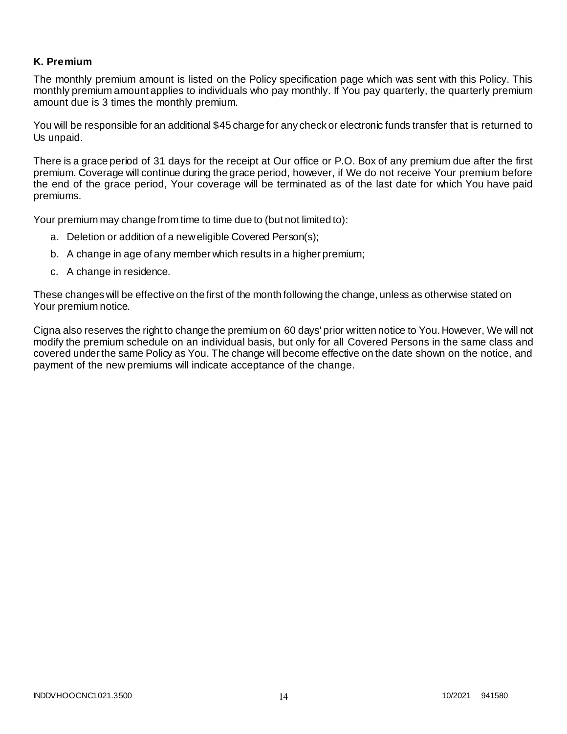**K. Premium**

The monthly premium amount is listed on the Policy specification page which was sent with this Policy. This monthly premium amount applies to individuals who pay monthly. If You pay quarterly, the quarterly premium amount due is 3 times the monthly premium.

You will be responsible for an additional $45 charge for any check or electronic funds transfer that is returned to Us unpaid.

There is a grace period of 31 days for the receipt at Our office or P.O. Box of any premium due after the first premium. Coverage will continue during the grace period, however, if We do not receive Your premium before the end of the grace period, Your coverage will be terminated as of the last date for which You have paid premiums.

Your premium may change from time to time due to (but not limited to):

a. Deletion or addition of a new eligible Covered Person(s);
b. A change in age of any member which results in a higher premium;
c. A change in residence.

These changes will be effective on the first of the month following the change, unless as otherwise stated on Your premium notice.

Cigna also reserves the right to change the premium on 60 days' prior written notice to You. However, We will not modify the premium schedule on an individual basis, but only for all Covered Persons in the same class and covered under the same Policy as You. The change will become effective on the date shown on the notice, and payment of the new premiums will indicate acceptance of the change.